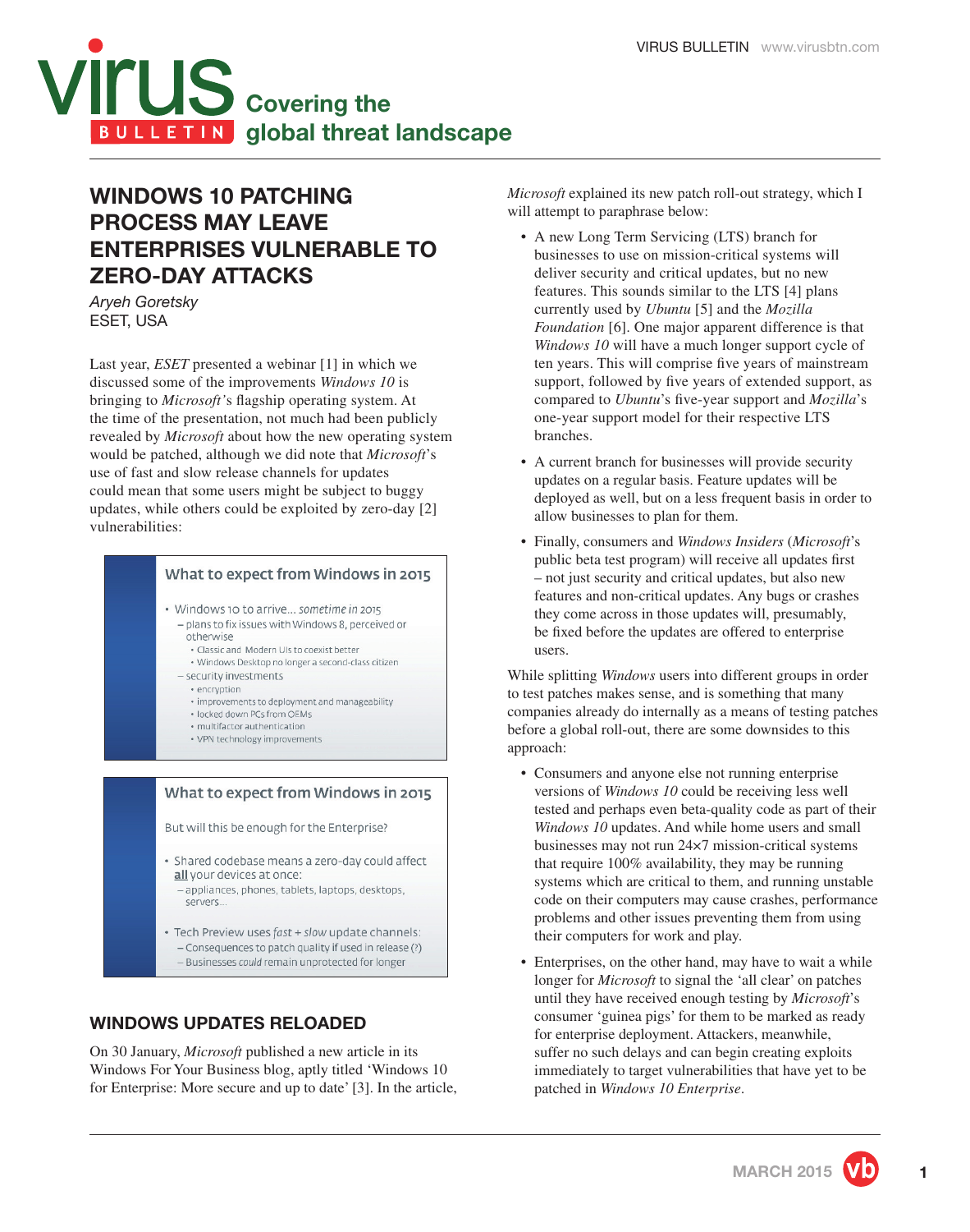# WINDOWS 10 PATCHING PROCESS MAY LEAVE ENTERPRISES VULNERABLE TO ZERO-DAY ATTACKS

*Aryeh Goretsky*
ESET, USA

Last year, *ESET* presented a webinar [1] in which we discussed some of the improvements *Windows 10* is bringing to *Microsoft*'s flagship operating system. At the time of the presentation, not much had been publicly revealed by *Microsoft* about how the new operating system would be patched, although we did note that *Microsoft*'s use of fast and slow release channels for updates could mean that some users might be subject to buggy updates, while others could be exploited by zero-day [2] vulnerabilities:

> **What to expect from Windows in 2015**
>
> - Windows 10 to arrive… *sometime in 2015*
>   - plans to fix issues with Windows 8, perceived or otherwise
>     - Classic and Modern UIs to coexist better
>     - Windows Desktop no longer a second-class citizen
>   - security investments
>     - encryption
>     - improvements to deployment and manageability
>     - locked down PCs from OEMs
>     - multifactor authentication
>     - VPN technology improvements

> **What to expect from Windows in 2015**
>
> But will this be enough for the Enterprise?
>
> - Shared codebase means a zero-day could affect **all** your devices at once:
>   - appliances, phones, tablets, laptops, desktops, servers…
> - Tech Preview uses *fast* + *slow* update channels:
>   - Consequences to patch quality if used in release (?)
>   - Businesses *could* remain unprotected for longer

## WINDOWS UPDATES RELOADED

On 30 January, *Microsoft* published a new article in its Windows For Your Business blog, aptly titled 'Windows 10 for Enterprise: More secure and up to date' [3]. In the article, *Microsoft* explained its new patch roll-out strategy, which I will attempt to paraphrase below:

- A new Long Term Servicing (LTS) branch for businesses to use on mission-critical systems will deliver security and critical updates, but no new features. This sounds similar to the LTS [4] plans currently used by *Ubuntu* [5] and the *Mozilla Foundation* [6]. One major apparent difference is that *Windows 10* will have a much longer support cycle of ten years. This will comprise five years of mainstream support, followed by five years of extended support, as compared to *Ubuntu*'s five-year support and *Mozilla*'s one-year support model for their respective LTS branches.
- A current branch for businesses will provide security updates on a regular basis. Feature updates will be deployed as well, but on a less frequent basis in order to allow businesses to plan for them.
- Finally, consumers and *Windows Insiders* (*Microsoft*'s public beta test program) will receive all updates first – not just security and critical updates, but also new features and non-critical updates. Any bugs or crashes they come across in those updates will, presumably, be fixed before the updates are offered to enterprise users.

While splitting *Windows* users into different groups in order to test patches makes sense, and is something that many companies already do internally as a means of testing patches before a global roll-out, there are some downsides to this approach:

- Consumers and anyone else not running enterprise versions of *Windows 10* could be receiving less well tested and perhaps even beta-quality code as part of their *Windows 10* updates. And while home users and small businesses may not run 24×7 mission-critical systems that require 100% availability, they may be running systems which are critical to them, and running unstable code on their computers may cause crashes, performance problems and other issues preventing them from using their computers for work and play.
- Enterprises, on the other hand, may have to wait a while longer for *Microsoft* to signal the 'all clear' on patches until they have received enough testing by *Microsoft*'s consumer 'guinea pigs' for them to be marked as ready for enterprise deployment. Attackers, meanwhile, suffer no such delays and can begin creating exploits immediately to target vulnerabilities that have yet to be patched in *Windows 10 Enterprise*.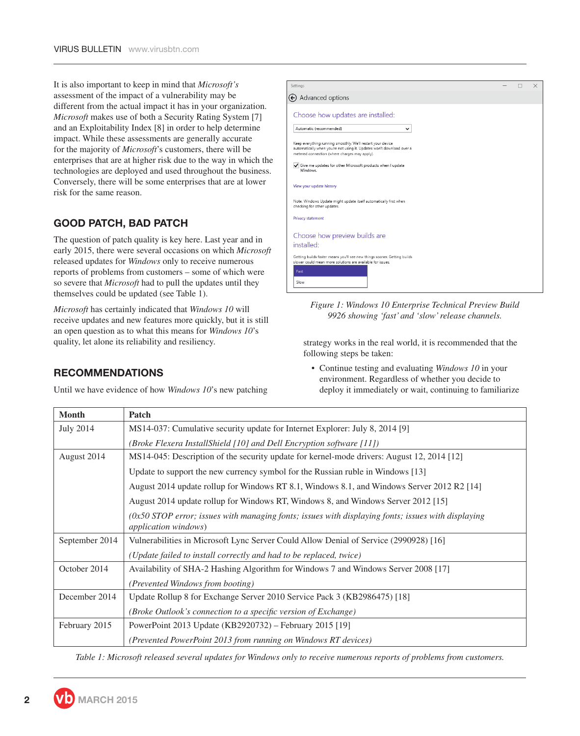It is also important to keep in mind that *Microsoft's* assessment of the impact of a vulnerability may be different from the actual impact it has in your organization. *Microsoft* makes use of both a Security Rating System [7] and an Exploitability Index [8] in order to help determine impact. While these assessments are generally accurate for the majority of *Microsoft*'s customers, there will be enterprises that are at higher risk due to the way in which the technologies are deployed and used throughout the business. Conversely, there will be some enterprises that are at lower risk for the same reason.

## GOOD PATCH, BAD PATCH

The question of patch quality is key here. Last year and in early 2015, there were several occasions on which *Microsoft* released updates for *Windows* only to receive numerous reports of problems from customers – some of which were so severe that *Microsoft* had to pull the updates until they themselves could be updated (see Table 1).

*Microsoft* has certainly indicated that *Windows 10* will receive updates and new features more quickly, but it is still an open question as to what this means for *Windows 10*'s quality, let alone its reliability and resiliency.

*Figure 1: Windows 10 Enterprise Technical Preview Build 9926 showing 'fast' and 'slow' release channels.*

## RECOMMENDATIONS

Until we have evidence of how *Windows 10*'s new patching strategy works in the real world, it is recommended that the following steps be taken:

- Continue testing and evaluating *Windows 10* in your environment. Regardless of whether you decide to deploy it immediately or wait, continuing to familiarize

| Month | Patch |
|---|---|
| July 2014 | MS14-037: Cumulative security update for Internet Explorer: July 8, 2014 [9] |
| | *(Broke Flexera InstallShield [10] and Dell Encryption software [11])* |
| August 2014 | MS14-045: Description of the security update for kernel-mode drivers: August 12, 2014 [12] |
| | Update to support the new currency symbol for the Russian ruble in Windows [13] |
| | August 2014 update rollup for Windows RT 8.1, Windows 8.1, and Windows Server 2012 R2 [14] |
| | August 2014 update rollup for Windows RT, Windows 8, and Windows Server 2012 [15] |
| | *(0x50 STOP error; issues with managing fonts; issues with displaying fonts; issues with displaying application windows)* |
| September 2014 | Vulnerabilities in Microsoft Lync Server Could Allow Denial of Service (2990928) [16] |
| | *(Update failed to install correctly and had to be replaced, twice)* |
| October 2014 | Availability of SHA-2 Hashing Algorithm for Windows 7 and Windows Server 2008 [17] |
| | *(Prevented Windows from booting)* |
| December 2014 | Update Rollup 8 for Exchange Server 2010 Service Pack 3 (KB2986475) [18] |
| | *(Broke Outlook's connection to a specific version of Exchange)* |
| February 2015 | PowerPoint 2013 Update (KB2920732) – February 2015 [19] |
| | *(Prevented PowerPoint 2013 from running on Windows RT devices)* |

*Table 1: Microsoft released several updates for Windows only to receive numerous reports of problems from customers.*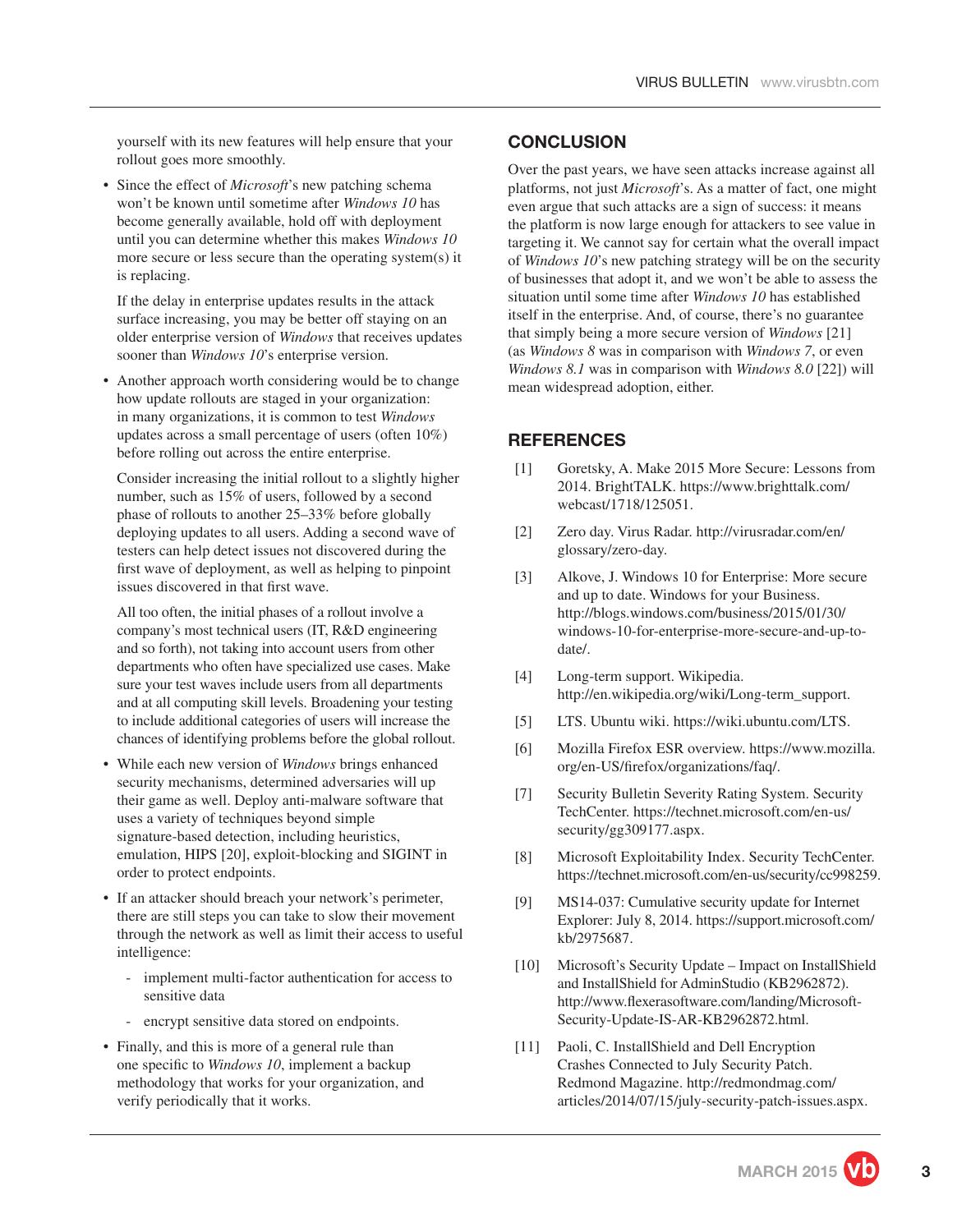yourself with its new features will help ensure that your rollout goes more smoothly.

- Since the effect of *Microsoft*'s new patching schema won't be known until sometime after *Windows 10* has become generally available, hold off with deployment until you can determine whether this makes *Windows 10* more secure or less secure than the operating system(s) it is replacing.

  If the delay in enterprise updates results in the attack surface increasing, you may be better off staying on an older enterprise version of *Windows* that receives updates sooner than *Windows 10*'s enterprise version.

- Another approach worth considering would be to change how update rollouts are staged in your organization: in many organizations, it is common to test *Windows* updates across a small percentage of users (often 10%) before rolling out across the entire enterprise.

  Consider increasing the initial rollout to a slightly higher number, such as 15% of users, followed by a second phase of rollouts to another 25–33% before globally deploying updates to all users. Adding a second wave of testers can help detect issues not discovered during the first wave of deployment, as well as helping to pinpoint issues discovered in that first wave.

  All too often, the initial phases of a rollout involve a company's most technical users (IT, R&D engineering and so forth), not taking into account users from other departments who often have specialized use cases. Make sure your test waves include users from all departments and at all computing skill levels. Broadening your testing to include additional categories of users will increase the chances of identifying problems before the global rollout.

- While each new version of *Windows* brings enhanced security mechanisms, determined adversaries will up their game as well. Deploy anti-malware software that uses a variety of techniques beyond simple signature-based detection, including heuristics, emulation, HIPS [20], exploit-blocking and SIGINT in order to protect endpoints.

- If an attacker should breach your network's perimeter, there are still steps you can take to slow their movement through the network as well as limit their access to useful intelligence:

  - implement multi-factor authentication for access to sensitive data
  - encrypt sensitive data stored on endpoints.

- Finally, and this is more of a general rule than one specific to *Windows 10*, implement a backup methodology that works for your organization, and verify periodically that it works.

## CONCLUSION

Over the past years, we have seen attacks increase against all platforms, not just *Microsoft*'s. As a matter of fact, one might even argue that such attacks are a sign of success: it means the platform is now large enough for attackers to see value in targeting it. We cannot say for certain what the overall impact of *Windows 10*'s new patching strategy will be on the security of businesses that adopt it, and we won't be able to assess the situation until some time after *Windows 10* has established itself in the enterprise. And, of course, there's no guarantee that simply being a more secure version of *Windows* [21] (as *Windows 8* was in comparison with *Windows 7*, or even *Windows 8.1* was in comparison with *Windows 8.0* [22]) will mean widespread adoption, either.

## REFERENCES

[1] Goretsky, A. Make 2015 More Secure: Lessons from 2014. BrightTALK. https://www.brighttalk.com/webcast/1718/125051.

[2] Zero day. Virus Radar. http://virusradar.com/en/glossary/zero-day.

[3] Alkove, J. Windows 10 for Enterprise: More secure and up to date. Windows for your Business. http://blogs.windows.com/business/2015/01/30/windows-10-for-enterprise-more-secure-and-up-to-date/.

[4] Long-term support. Wikipedia. http://en.wikipedia.org/wiki/Long-term_support.

[5] LTS. Ubuntu wiki. https://wiki.ubuntu.com/LTS.

[6] Mozilla Firefox ESR overview. https://www.mozilla.org/en-US/firefox/organizations/faq/.

[7] Security Bulletin Severity Rating System. Security TechCenter. https://technet.microsoft.com/en-us/security/gg309177.aspx.

[8] Microsoft Exploitability Index. Security TechCenter. https://technet.microsoft.com/en-us/security/cc998259.

[9] MS14-037: Cumulative security update for Internet Explorer: July 8, 2014. https://support.microsoft.com/kb/2975687.

[10] Microsoft's Security Update – Impact on InstallShield and InstallShield for AdminStudio (KB2962872). http://www.flexerasoftware.com/landing/Microsoft-Security-Update-IS-AR-KB2962872.html.

[11] Paoli, C. InstallShield and Dell Encryption Crashes Connected to July Security Patch. Redmond Magazine. http://redmondmag.com/articles/2014/07/15/july-security-patch-issues.aspx.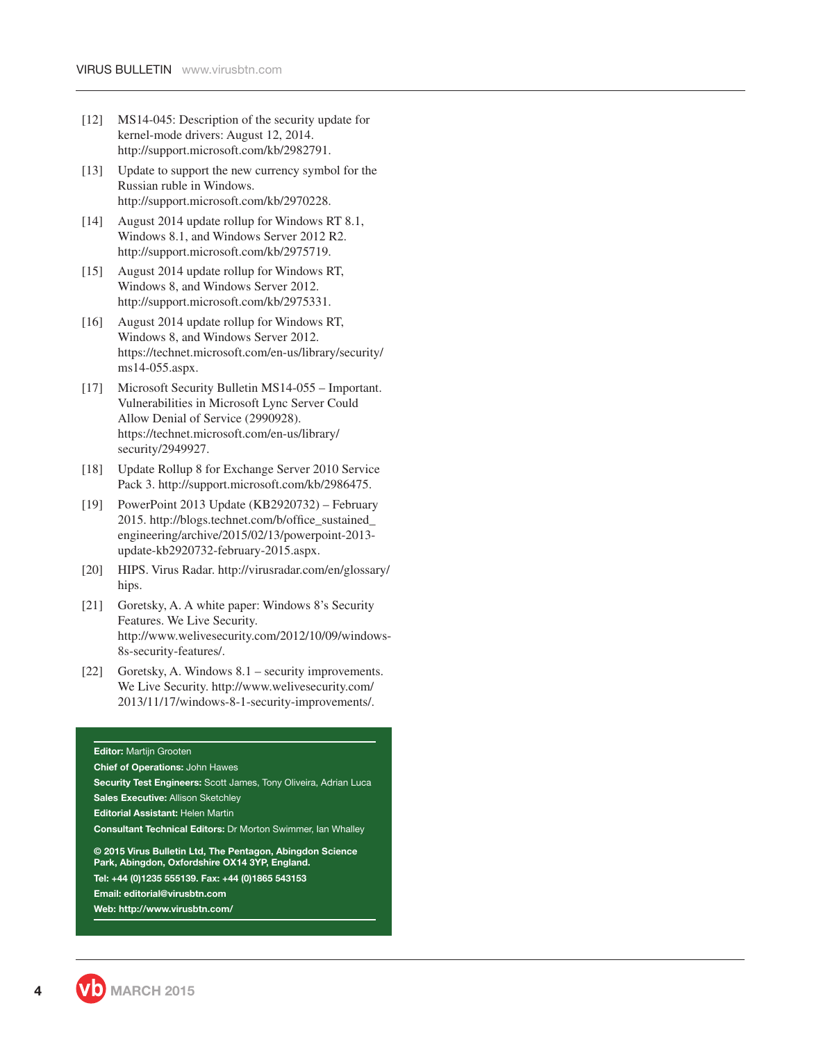[12] MS14-045: Description of the security update for kernel-mode drivers: August 12, 2014. http://support.microsoft.com/kb/2982791.

[13] Update to support the new currency symbol for the Russian ruble in Windows. http://support.microsoft.com/kb/2970228.

[14] August 2014 update rollup for Windows RT 8.1, Windows 8.1, and Windows Server 2012 R2. http://support.microsoft.com/kb/2975719.

[15] August 2014 update rollup for Windows RT, Windows 8, and Windows Server 2012. http://support.microsoft.com/kb/2975331.

[16] August 2014 update rollup for Windows RT, Windows 8, and Windows Server 2012. https://technet.microsoft.com/en-us/library/security/ms14-055.aspx.

[17] Microsoft Security Bulletin MS14-055 – Important. Vulnerabilities in Microsoft Lync Server Could Allow Denial of Service (2990928). https://technet.microsoft.com/en-us/library/security/2949927.

[18] Update Rollup 8 for Exchange Server 2010 Service Pack 3. http://support.microsoft.com/kb/2986475.

[19] PowerPoint 2013 Update (KB2920732) – February 2015. http://blogs.technet.com/b/office_sustained_engineering/archive/2015/02/13/powerpoint-2013-update-kb2920732-february-2015.aspx.

[20] HIPS. Virus Radar. http://virusradar.com/en/glossary/hips.

[21] Goretsky, A. A white paper: Windows 8's Security Features. We Live Security. http://www.welivesecurity.com/2012/10/09/windows-8s-security-features/.

[22] Goretsky, A. Windows 8.1 – security improvements. We Live Security. http://www.welivesecurity.com/2013/11/17/windows-8-1-security-improvements/.

**Editor:** Martijn Grooten

**Chief of Operations:** John Hawes

**Security Test Engineers:** Scott James, Tony Oliveira, Adrian Luca

**Sales Executive:** Allison Sketchley

**Editorial Assistant:** Helen Martin

**Consultant Technical Editors:** Dr Morton Swimmer, Ian Whalley

**© 2015 Virus Bulletin Ltd, The Pentagon, Abingdon Science Park, Abingdon, Oxfordshire OX14 3YP, England.**

**Tel: +44 (0)1235 555139. Fax: +44 (0)1865 543153**

**Email: editorial@virusbtn.com**

**Web: http://www.virusbtn.com/**